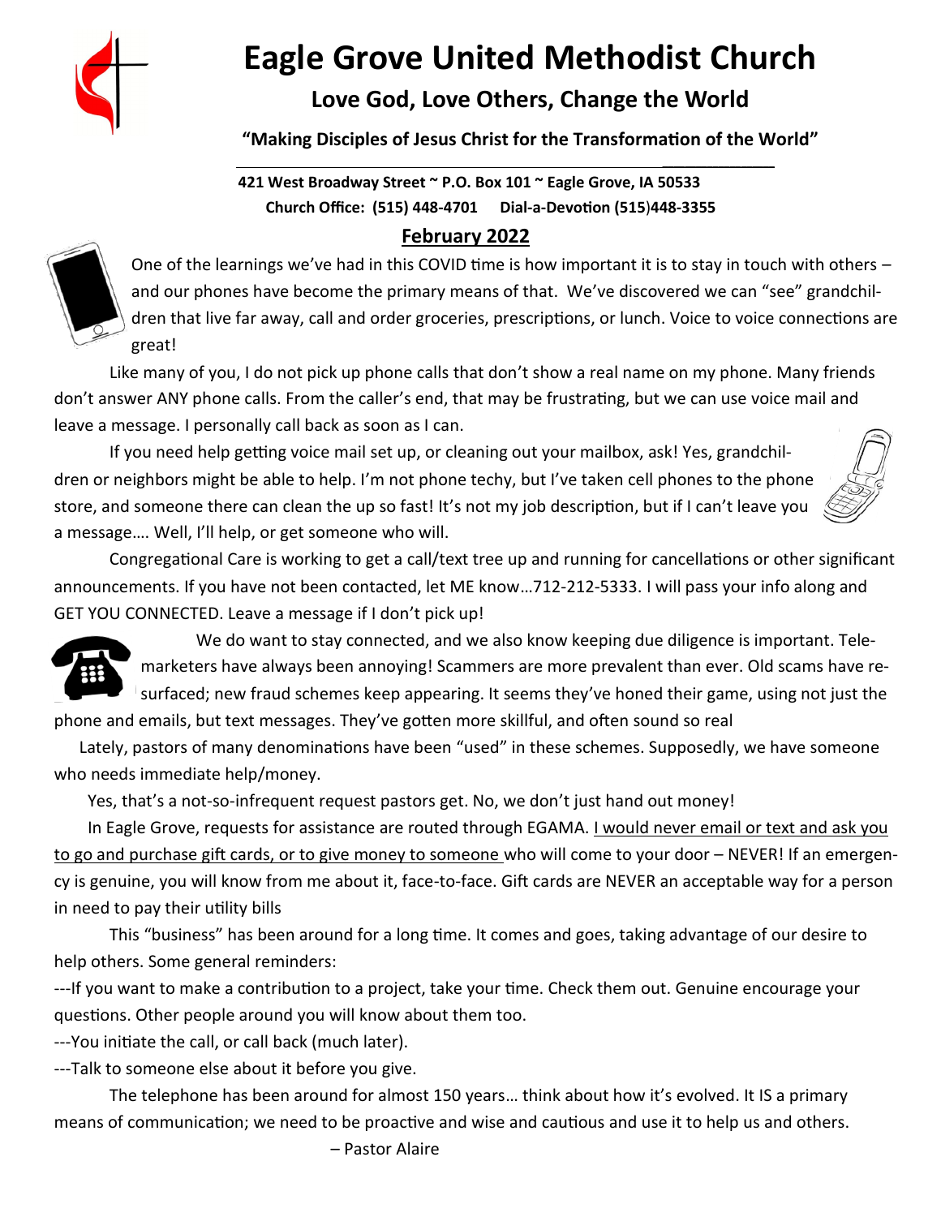# Eagle Grove United Methodist Church

## Love God, Love Others, Change the World

**"Making Disciples of Jesus Christ for the Transformation of the World"**

**421 West Broadway Street ~ P.O. Box 101 ~ Eagle Grove, IA 50533**
**Church Office: (515) 448-4701 Dial-a-Devotion (515)448-3355**

## February 2022

One of the learnings we've had in this COVID time is how important it is to stay in touch with others – and our phones have become the primary means of that. We've discovered we can "see" grandchildren that live far away, call and order groceries, prescriptions, or lunch. Voice to voice connections are great!

Like many of you, I do not pick up phone calls that don't show a real name on my phone. Many friends don't answer ANY phone calls. From the caller's end, that may be frustrating, but we can use voice mail and leave a message. I personally call back as soon as I can.

If you need help getting voice mail set up, or cleaning out your mailbox, ask! Yes, grandchildren or neighbors might be able to help. I'm not phone techy, but I've taken cell phones to the phone store, and someone there can clean the up so fast! It's not my job description, but if I can't leave you a message…. Well, I'll help, or get someone who will.

Congregational Care is working to get a call/text tree up and running for cancellations or other significant announcements. If you have not been contacted, let ME know…712-212-5333. I will pass your info along and GET YOU CONNECTED. Leave a message if I don't pick up!

We do want to stay connected, and we also know keeping due diligence is important. Telemarketers have always been annoying! Scammers are more prevalent than ever. Old scams have resurfaced; new fraud schemes keep appearing. It seems they've honed their game, using not just the phone and emails, but text messages. They've gotten more skillful, and often sound so real

Lately, pastors of many denominations have been "used" in these schemes. Supposedly, we have someone who needs immediate help/money.

Yes, that's a not-so-infrequent request pastors get. No, we don't just hand out money!

In Eagle Grove, requests for assistance are routed through EGAMA. <u>I would never email or text and ask you to go and purchase gift cards, or to give money to someone</u> who will come to your door – NEVER! If an emergency is genuine, you will know from me about it, face-to-face. Gift cards are NEVER an acceptable way for a person in need to pay their utility bills

This "business" has been around for a long time. It comes and goes, taking advantage of our desire to help others. Some general reminders:

---If you want to make a contribution to a project, take your time. Check them out. Genuine encourage your questions. Other people around you will know about them too.

---You initiate the call, or call back (much later).

---Talk to someone else about it before you give.

The telephone has been around for almost 150 years… think about how it's evolved. It IS a primary means of communication; we need to be proactive and wise and cautious and use it to help us and others.

– Pastor Alaire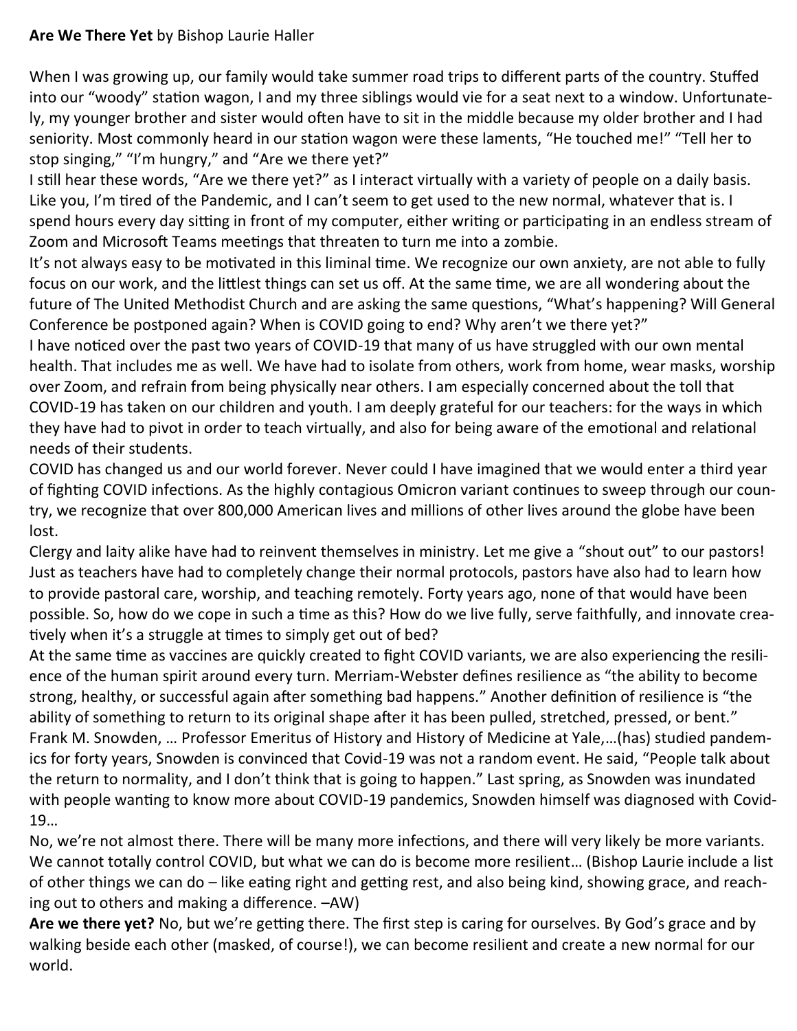**Are We There Yet** by Bishop Laurie Haller

When I was growing up, our family would take summer road trips to different parts of the country. Stuffed into our "woody" station wagon, I and my three siblings would vie for a seat next to a window. Unfortunately, my younger brother and sister would often have to sit in the middle because my older brother and I had seniority. Most commonly heard in our station wagon were these laments, "He touched me!" "Tell her to stop singing," "I'm hungry," and "Are we there yet?"

I still hear these words, "Are we there yet?" as I interact virtually with a variety of people on a daily basis. Like you, I'm tired of the Pandemic, and I can't seem to get used to the new normal, whatever that is. I spend hours every day sitting in front of my computer, either writing or participating in an endless stream of Zoom and Microsoft Teams meetings that threaten to turn me into a zombie.

It's not always easy to be motivated in this liminal time. We recognize our own anxiety, are not able to fully focus on our work, and the littlest things can set us off. At the same time, we are all wondering about the future of The United Methodist Church and are asking the same questions, "What's happening? Will General Conference be postponed again? When is COVID going to end? Why aren't we there yet?"

I have noticed over the past two years of COVID-19 that many of us have struggled with our own mental health. That includes me as well. We have had to isolate from others, work from home, wear masks, worship over Zoom, and refrain from being physically near others. I am especially concerned about the toll that COVID-19 has taken on our children and youth. I am deeply grateful for our teachers: for the ways in which they have had to pivot in order to teach virtually, and also for being aware of the emotional and relational needs of their students.

COVID has changed us and our world forever. Never could I have imagined that we would enter a third year of fighting COVID infections. As the highly contagious Omicron variant continues to sweep through our country, we recognize that over 800,000 American lives and millions of other lives around the globe have been lost.

Clergy and laity alike have had to reinvent themselves in ministry. Let me give a "shout out" to our pastors! Just as teachers have had to completely change their normal protocols, pastors have also had to learn how to provide pastoral care, worship, and teaching remotely. Forty years ago, none of that would have been possible. So, how do we cope in such a time as this? How do we live fully, serve faithfully, and innovate creatively when it's a struggle at times to simply get out of bed?

At the same time as vaccines are quickly created to fight COVID variants, we are also experiencing the resilience of the human spirit around every turn. Merriam-Webster defines resilience as "the ability to become strong, healthy, or successful again after something bad happens." Another definition of resilience is "the ability of something to return to its original shape after it has been pulled, stretched, pressed, or bent." Frank M. Snowden, … Professor Emeritus of History and History of Medicine at Yale,…(has) studied pandemics for forty years, Snowden is convinced that Covid-19 was not a random event. He said, "People talk about the return to normality, and I don't think that is going to happen." Last spring, as Snowden was inundated with people wanting to know more about COVID-19 pandemics, Snowden himself was diagnosed with Covid-19…

No, we're not almost there. There will be many more infections, and there will very likely be more variants. We cannot totally control COVID, but what we can do is become more resilient… (Bishop Laurie include a list of other things we can do – like eating right and getting rest, and also being kind, showing grace, and reaching out to others and making a difference. –AW)

**Are we there yet?** No, but we're getting there. The first step is caring for ourselves. By God's grace and by walking beside each other (masked, of course!), we can become resilient and create a new normal for our world.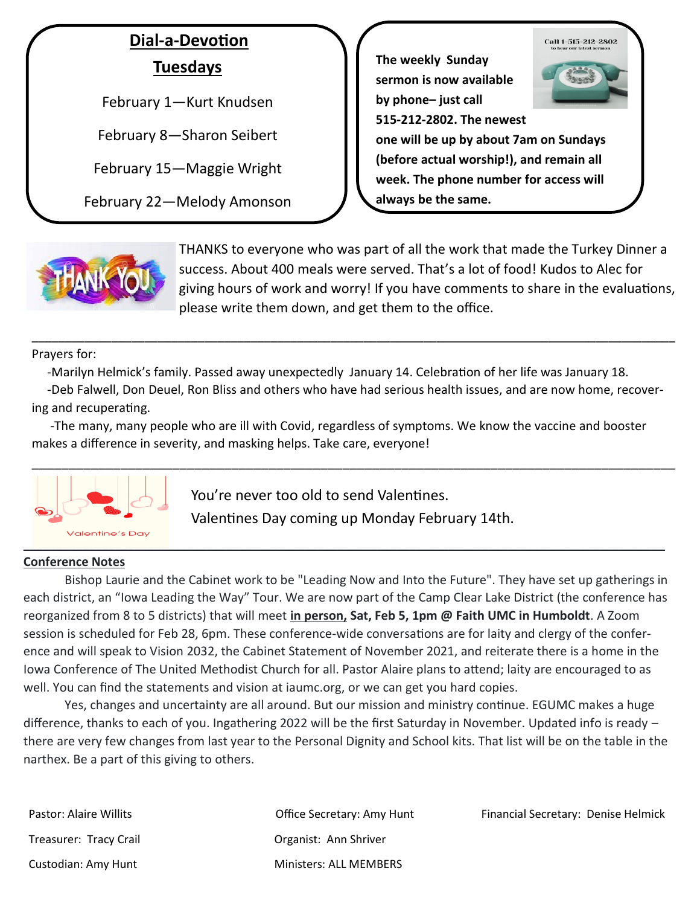## Dial-a-Devotion Tuesdays

February 1—Kurt Knudsen

February 8—Sharon Seibert

February 15—Maggie Wright

February 22—Melody Amonson

**The weekly Sunday sermon is now available by phone– just call 515-212-2802. The newest one will be up by about 7am on Sundays (before actual worship!), and remain all week. The phone number for access will always be the same.**

THANKS to everyone who was part of all the work that made the Turkey Dinner a success. About 400 meals were served. That's a lot of food! Kudos to Alec for giving hours of work and worry! If you have comments to share in the evaluations, please write them down, and get them to the office.

---

Prayers for:

-Marilyn Helmick's family. Passed away unexpectedly January 14. Celebration of her life was January 18.

-Deb Falwell, Don Deuel, Ron Bliss and others who have had serious health issues, and are now home, recovering and recuperating.

-The many, many people who are ill with Covid, regardless of symptoms. We know the vaccine and booster makes a difference in severity, and masking helps. Take care, everyone!

---

You're never too old to send Valentines.

Valentines Day coming up Monday February 14th.

---

**Conference Notes**

Bishop Laurie and the Cabinet work to be "Leading Now and Into the Future". They have set up gatherings in each district, an "Iowa Leading the Way" Tour. We are now part of the Camp Clear Lake District (the conference has reorganized from 8 to 5 districts) that will meet **in person, Sat, Feb 5, 1pm @ Faith UMC in Humboldt**. A Zoom session is scheduled for Feb 28, 6pm. These conference-wide conversations are for laity and clergy of the conference and will speak to Vision 2032, the Cabinet Statement of November 2021, and reiterate there is a home in the Iowa Conference of The United Methodist Church for all. Pastor Alaire plans to attend; laity are encouraged to as well. You can find the statements and vision at iaumc.org, or we can get you hard copies.

Yes, changes and uncertainty are all around. But our mission and ministry continue. EGUMC makes a huge difference, thanks to each of you. Ingathering 2022 will be the first Saturday in November. Updated info is ready – there are very few changes from last year to the Personal Dignity and School kits. That list will be on the table in the narthex. Be a part of this giving to others.

Pastor: Alaire Willits

Treasurer: Tracy Crail

Custodian: Amy Hunt

Office Secretary: Amy Hunt

Organist: Ann Shriver

Ministers: ALL MEMBERS

Financial Secretary: Denise Helmick